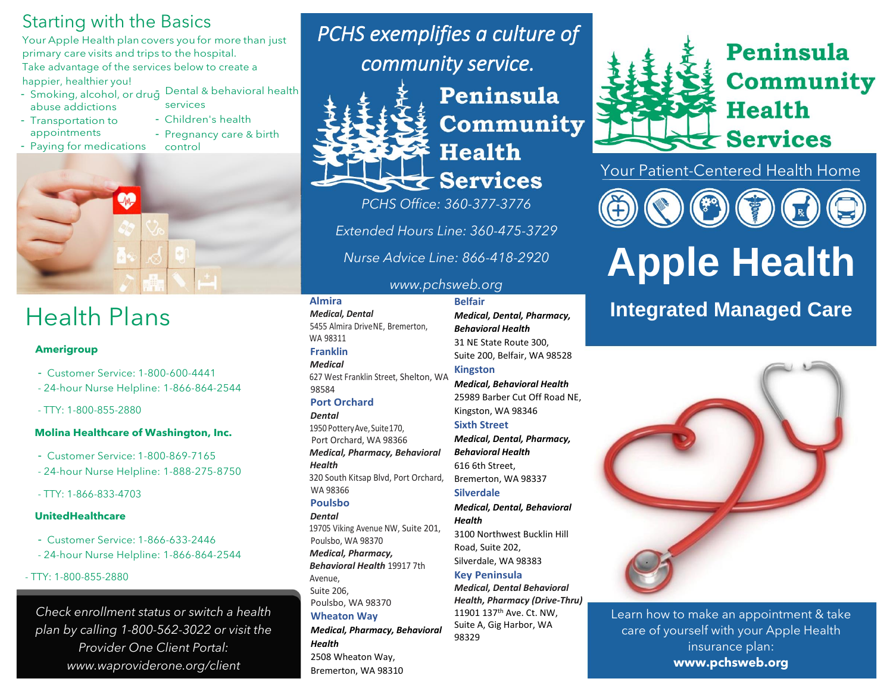## Starting with the Basics

Your Apple Health plan covers you for more than just primary care visits and trips to the hospital.
Take advantage of the services below to create a happier, healthier you!

- Smoking, alcohol, or drug abuse addictions
- Transportation to appointments
- Paying for medications
- Dental & behavioral health services
- Children's health
- Pregnancy care & birth control

# Health Plans

**Amerigroup**

- Customer Service: 1-800-600-4441
- 24-hour Nurse Helpline: 1-866-864-2544
- TTY: 1-800-855-2880

**Molina Healthcare of Washington, Inc.**

- Customer Service: 1-800-869-7165
- 24-hour Nurse Helpline: 1-888-275-8750
- TTY: 1-866-833-4703

**UnitedHealthcare**

- Customer Service: 1-866-633-2446
- 24-hour Nurse Helpline: 1-866-864-2544
- TTY: 1-800-855-2880

*Check enrollment status or switch a health plan by calling 1-800-562-3022 or visit the Provider One Client Portal: www.waproviderone.org/client*

*PCHS exemplifies a culture of community service.*

**Peninsula Community Health Services**

*PCHS Office: 360-377-3776*

*Extended Hours Line: 360-475-3729*

*Nurse Advice Line: 866-418-2920*

*www.pchsweb.org*

**Almira**
***Medical, Dental***
5455 Almira Drive NE, Bremerton, WA 98311

**Franklin**
***Medical***
627 West Franklin Street, Shelton, WA 98584

**Port Orchard**
***Dental***
1950 Pottery Ave, Suite 170, Port Orchard, WA 98366
***Medical, Pharmacy, Behavioral Health***
320 South Kitsap Blvd, Port Orchard, WA 98366

**Poulsbo**
***Dental***
19705 Viking Avenue NW, Suite 201, Poulsbo, WA 98370
***Medical, Pharmacy, Behavioral Health*** 19917 7th Avenue, Suite 206, Poulsbo, WA 98370

**Wheaton Way**
***Medical, Pharmacy, Behavioral Health***
2508 Wheaton Way, Bremerton, WA 98310

**Belfair**
***Medical, Dental, Pharmacy, Behavioral Health***
31 NE State Route 300, Suite 200, Belfair, WA 98528

**Kingston**
***Medical, Behavioral Health***
25989 Barber Cut Off Road NE, Kingston, WA 98346

**Sixth Street**
***Medical, Dental, Pharmacy, Behavioral Health***
616 6th Street, Bremerton, WA 98337

**Silverdale**
***Medical, Dental, Behavioral Health***
3100 Northwest Bucklin Hill Road, Suite 202, Silverdale, WA 98383

**Key Peninsula**
***Medical, Dental Behavioral Health, Pharmacy (Drive-Thru)***
11901 137th Ave. Ct. NW, Suite A, Gig Harbor, WA 98329

**Peninsula Community Health Services**

Your Patient-Centered Health Home

# Apple Health

## Integrated Managed Care

Learn how to make an appointment & take care of yourself with your Apple Health insurance plan:
**www.pchsweb.org**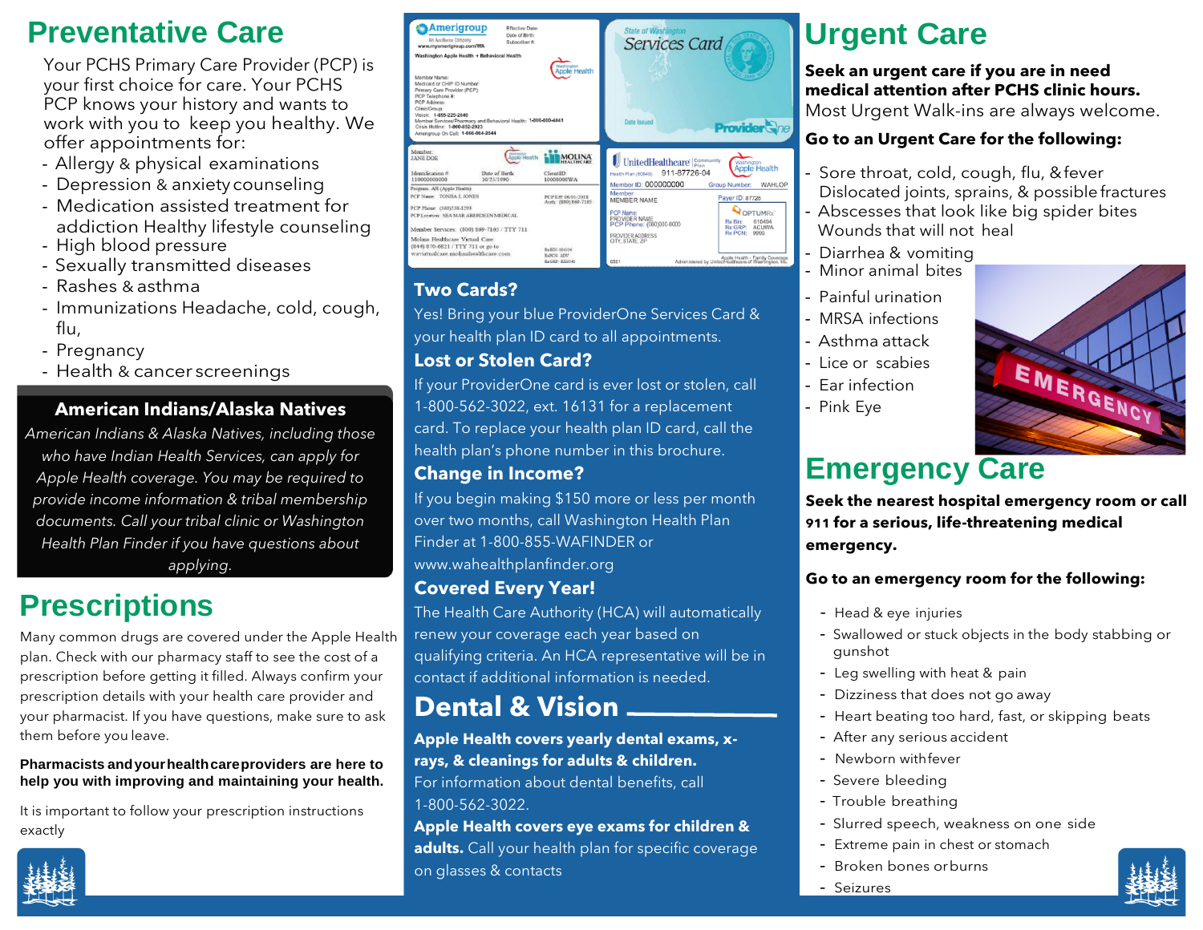# Preventative Care

Your PCHS Primary Care Provider (PCP) is your first choice for care. Your PCHS PCP knows your history and wants to work with you to keep you healthy. We offer appointments for:

- Allergy & physical examinations
- Depression & anxiety counseling
- Medication assisted treatment for addiction Healthy lifestyle counseling
- High blood pressure
- Sexually transmitted diseases
- Rashes & asthma
- Immunizations Headache, cold, cough, flu,
- Pregnancy
- Health & cancer screenings

### American Indians/Alaska Natives

*American Indians & Alaska Natives, including those who have Indian Health Services, can apply for Apple Health coverage. You may be required to provide income information & tribal membership documents. Call your tribal clinic or Washington Health Plan Finder if you have questions about applying.*

# Prescriptions

Many common drugs are covered under the Apple Health plan. Check with our pharmacy staff to see the cost of a prescription before getting it filled. Always confirm your prescription details with your health care provider and your pharmacist. If you have questions, make sure to ask them before you leave.

**Pharmacists and your health care providers are here to help you with improving and maintaining your health.**

It is important to follow your prescription instructions exactly

### Two Cards?

Yes! Bring your blue ProviderOne Services Card & your health plan ID card to all appointments.

### Lost or Stolen Card?

If your ProviderOne card is ever lost or stolen, call 1-800-562-3022, ext. 16131 for a replacement card. To replace your health plan ID card, call the health plan's phone number in this brochure.

### Change in Income?

If you begin making $150 more or less per month over two months, call Washington Health Plan Finder at 1-800-855-WAFINDER or www.wahealthplanfinder.org

### Covered Every Year!

The Health Care Authority (HCA) will automatically renew your coverage each year based on qualifying criteria. An HCA representative will be in contact if additional information is needed.

## Dental & Vision

**Apple Health covers yearly dental exams, x-rays, & cleanings for adults & children.** For information about dental benefits, call 1-800-562-3022.

**Apple Health covers eye exams for children & adults.** Call your health plan for specific coverage on glasses & contacts

# Urgent Care

**Seek an urgent care if you are in need medical attention after PCHS clinic hours.** Most Urgent Walk-ins are always welcome.

**Go to an Urgent Care for the following:**

- Sore throat, cold, cough, flu, & fever Dislocated joints, sprains, & possible fractures
- Abscesses that look like big spider bites Wounds that will not heal
- Diarrhea & vomiting
- Minor animal bites
- Painful urination
- MRSA infections
- Asthma attack
- Lice or scabies
- Ear infection
- Pink Eye

# Emergency Care

**Seek the nearest hospital emergency room or call 911 for a serious, life-threatening medical emergency.**

**Go to an emergency room for the following:**

- Head & eye injuries
- Swallowed or stuck objects in the body stabbing or gunshot
- Leg swelling with heat & pain
- Dizziness that does not go away
- Heart beating too hard, fast, or skipping beats
- After any serious accident
- Newborn with fever
- Severe bleeding
- Trouble breathing
- Slurred speech, weakness on one side
- Extreme pain in chest or stomach
- Broken bones or burns
- Seizures